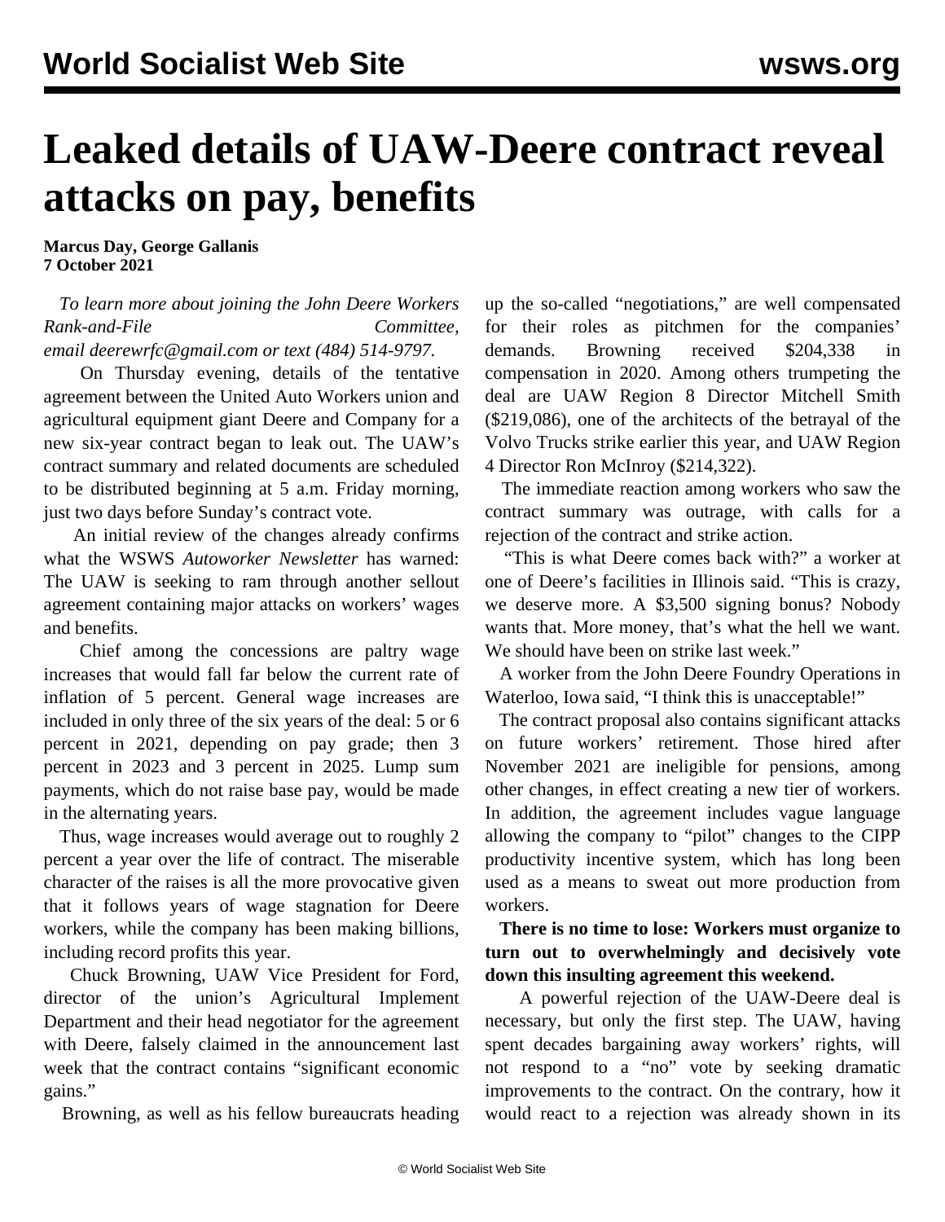# Leaked details of UAW-Deere contract reveal attacks on pay, benefits

**Marcus Day, George Gallanis**
**7 October 2021**

*To learn more about joining the John Deere Workers Rank-and-File Committee, email deerewrfc@gmail.com or text (484) 514-9797.*

On Thursday evening, details of the tentative agreement between the United Auto Workers union and agricultural equipment giant Deere and Company for a new six-year contract began to leak out. The UAW's contract summary and related documents are scheduled to be distributed beginning at 5 a.m. Friday morning, just two days before Sunday's contract vote.

An initial review of the changes already confirms what the WSWS *Autoworker Newsletter* has warned: The UAW is seeking to ram through another sellout agreement containing major attacks on workers' wages and benefits.

Chief among the concessions are paltry wage increases that would fall far below the current rate of inflation of 5 percent. General wage increases are included in only three of the six years of the deal: 5 or 6 percent in 2021, depending on pay grade; then 3 percent in 2023 and 3 percent in 2025. Lump sum payments, which do not raise base pay, would be made in the alternating years.

Thus, wage increases would average out to roughly 2 percent a year over the life of contract. The miserable character of the raises is all the more provocative given that it follows years of wage stagnation for Deere workers, while the company has been making billions, including record profits this year.

Chuck Browning, UAW Vice President for Ford, director of the union's Agricultural Implement Department and their head negotiator for the agreement with Deere, falsely claimed in the announcement last week that the contract contains "significant economic gains."

Browning, as well as his fellow bureaucrats heading up the so-called "negotiations," are well compensated for their roles as pitchmen for the companies' demands. Browning received $204,338 in compensation in 2020. Among others trumpeting the deal are UAW Region 8 Director Mitchell Smith ($219,086), one of the architects of the betrayal of the Volvo Trucks strike earlier this year, and UAW Region 4 Director Ron McInroy ($214,322).

The immediate reaction among workers who saw the contract summary was outrage, with calls for a rejection of the contract and strike action.

"This is what Deere comes back with?" a worker at one of Deere's facilities in Illinois said. "This is crazy, we deserve more. A $3,500 signing bonus? Nobody wants that. More money, that's what the hell we want. We should have been on strike last week."

A worker from the John Deere Foundry Operations in Waterloo, Iowa said, "I think this is unacceptable!"

The contract proposal also contains significant attacks on future workers' retirement. Those hired after November 2021 are ineligible for pensions, among other changes, in effect creating a new tier of workers. In addition, the agreement includes vague language allowing the company to "pilot" changes to the CIPP productivity incentive system, which has long been used as a means to sweat out more production from workers.

**There is no time to lose: Workers must organize to turn out to overwhelmingly and decisively vote down this insulting agreement this weekend.**

A powerful rejection of the UAW-Deere deal is necessary, but only the first step. The UAW, having spent decades bargaining away workers' rights, will not respond to a "no" vote by seeking dramatic improvements to the contract. On the contrary, how it would react to a rejection was already shown in its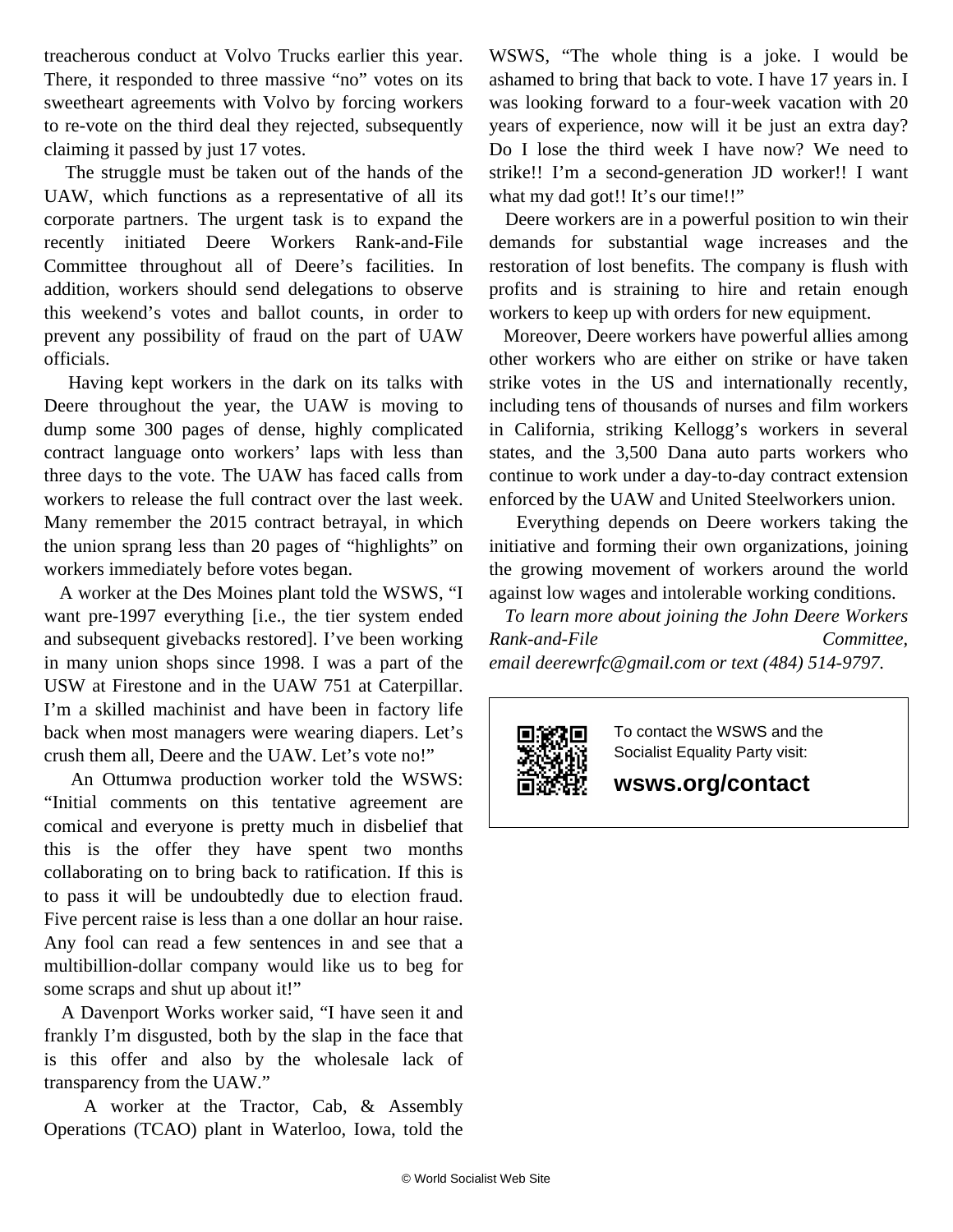treacherous conduct at Volvo Trucks earlier this year. There, it responded to three massive "no" votes on its sweetheart agreements with Volvo by forcing workers to re-vote on the third deal they rejected, subsequently claiming it passed by just 17 votes.

The struggle must be taken out of the hands of the UAW, which functions as a representative of all its corporate partners. The urgent task is to expand the recently initiated Deere Workers Rank-and-File Committee throughout all of Deere's facilities. In addition, workers should send delegations to observe this weekend's votes and ballot counts, in order to prevent any possibility of fraud on the part of UAW officials.

Having kept workers in the dark on its talks with Deere throughout the year, the UAW is moving to dump some 300 pages of dense, highly complicated contract language onto workers' laps with less than three days to the vote. The UAW has faced calls from workers to release the full contract over the last week. Many remember the 2015 contract betrayal, in which the union sprang less than 20 pages of "highlights" on workers immediately before votes began.

A worker at the Des Moines plant told the WSWS, "I want pre-1997 everything [i.e., the tier system ended and subsequent givebacks restored]. I've been working in many union shops since 1998. I was a part of the USW at Firestone and in the UAW 751 at Caterpillar. I'm a skilled machinist and have been in factory life back when most managers were wearing diapers. Let's crush them all, Deere and the UAW. Let's vote no!"

An Ottumwa production worker told the WSWS: "Initial comments on this tentative agreement are comical and everyone is pretty much in disbelief that this is the offer they have spent two months collaborating on to bring back to ratification. If this is to pass it will be undoubtedly due to election fraud. Five percent raise is less than a one dollar an hour raise. Any fool can read a few sentences in and see that a multibillion-dollar company would like us to beg for some scraps and shut up about it!"

A Davenport Works worker said, "I have seen it and frankly I'm disgusted, both by the slap in the face that is this offer and also by the wholesale lack of transparency from the UAW."

A worker at the Tractor, Cab, & Assembly Operations (TCAO) plant in Waterloo, Iowa, told the WSWS, "The whole thing is a joke. I would be ashamed to bring that back to vote. I have 17 years in. I was looking forward to a four-week vacation with 20 years of experience, now will it be just an extra day? Do I lose the third week I have now? We need to strike!! I'm a second-generation JD worker!! I want what my dad got!! It's our time!!"

Deere workers are in a powerful position to win their demands for substantial wage increases and the restoration of lost benefits. The company is flush with profits and is straining to hire and retain enough workers to keep up with orders for new equipment.

Moreover, Deere workers have powerful allies among other workers who are either on strike or have taken strike votes in the US and internationally recently, including tens of thousands of nurses and film workers in California, striking Kellogg's workers in several states, and the 3,500 Dana auto parts workers who continue to work under a day-to-day contract extension enforced by the UAW and United Steelworkers union.

Everything depends on Deere workers taking the initiative and forming their own organizations, joining the growing movement of workers around the world against low wages and intolerable working conditions.

*To learn more about joining the John Deere Workers Rank-and-File Committee, email deerewrfc@gmail.com or text (484) 514-9797.*

To contact the WSWS and the Socialist Equality Party visit:

**wsws.org/contact**